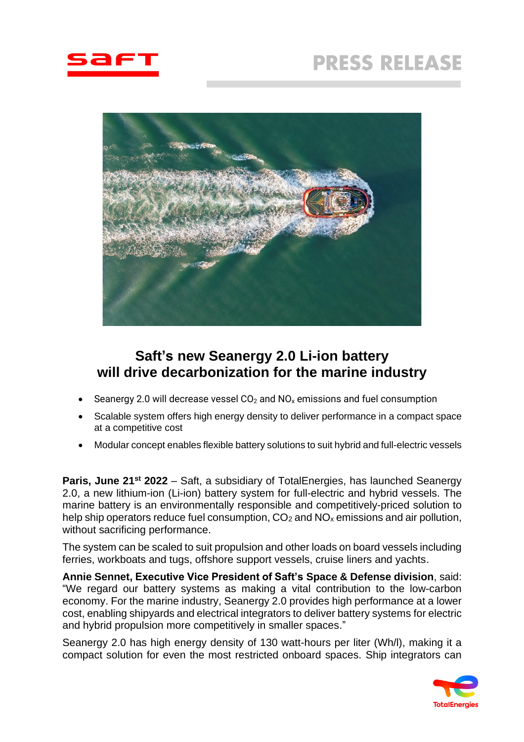# PRESS RELEASE

## Saft's new Seanergy 2.0 Li-ion battery will drive decarbonization for the marine industry

- Seanergy 2.0 will decrease vessel $CO_2$ and $NO_x$ emissions and fuel consumption
- Scalable system offers high energy density to deliver performance in a compact space at a competitive cost
- Modular concept enables flexible battery solutions to suit hybrid and full-electric vessels

**Paris, June 21st 2022** – Saft, a subsidiary of TotalEnergies, has launched Seanergy 2.0, a new lithium-ion (Li-ion) battery system for full-electric and hybrid vessels. The marine battery is an environmentally responsible and competitively-priced solution to help ship operators reduce fuel consumption, $CO_2$ and $NO_x$ emissions and air pollution, without sacrificing performance.

The system can be scaled to suit propulsion and other loads on board vessels including ferries, workboats and tugs, offshore support vessels, cruise liners and yachts.

**Annie Sennet, Executive Vice President of Saft's Space & Defense division**, said: "We regard our battery systems as making a vital contribution to the low-carbon economy. For the marine industry, Seanergy 2.0 provides high performance at a lower cost, enabling shipyards and electrical integrators to deliver battery systems for electric and hybrid propulsion more competitively in smaller spaces."

Seanergy 2.0 has high energy density of 130 watt-hours per liter (Wh/l), making it a compact solution for even the most restricted onboard spaces. Ship integrators can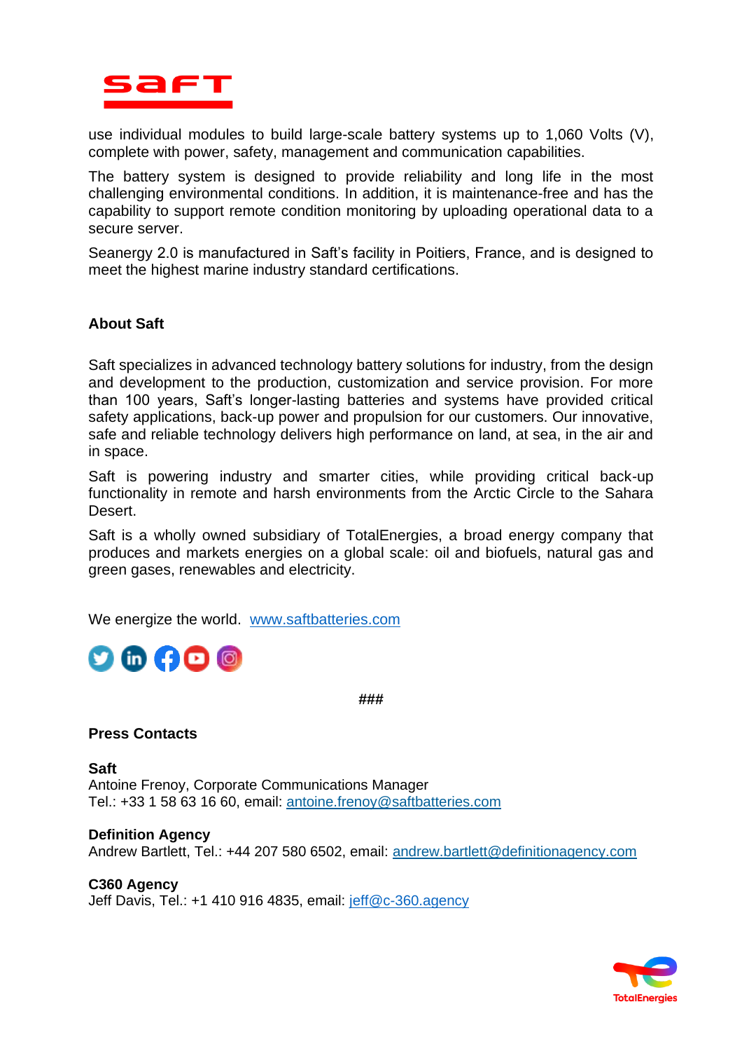use individual modules to build large-scale battery systems up to 1,060 Volts (V), complete with power, safety, management and communication capabilities.

The battery system is designed to provide reliability and long life in the most challenging environmental conditions. In addition, it is maintenance-free and has the capability to support remote condition monitoring by uploading operational data to a secure server.

Seanergy 2.0 is manufactured in Saft's facility in Poitiers, France, and is designed to meet the highest marine industry standard certifications.

**About Saft**

Saft specializes in advanced technology battery solutions for industry, from the design and development to the production, customization and service provision. For more than 100 years, Saft's longer-lasting batteries and systems have provided critical safety applications, back-up power and propulsion for our customers. Our innovative, safe and reliable technology delivers high performance on land, at sea, in the air and in space.

Saft is powering industry and smarter cities, while providing critical back-up functionality in remote and harsh environments from the Arctic Circle to the Sahara Desert.

Saft is a wholly owned subsidiary of TotalEnergies, a broad energy company that produces and markets energies on a global scale: oil and biofuels, natural gas and green gases, renewables and electricity.

We energize the world. [www.saftbatteries.com](http://www.saftbatteries.com)

###

**Press Contacts**

**Saft**
Antoine Frenoy, Corporate Communications Manager
Tel.: +33 1 58 63 16 60, email: antoine.frenoy@saftbatteries.com

**Definition Agency**
Andrew Bartlett, Tel.: +44 207 580 6502, email: andrew.bartlett@definitionagency.com

**C360 Agency**
Jeff Davis, Tel.: +1 410 916 4835, email: jeff@c-360.agency